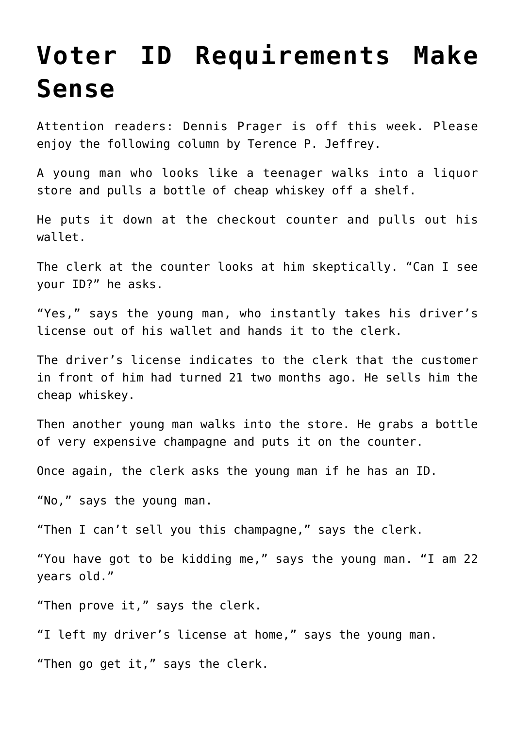# Voter ID Requirements Make Sense

Attention readers: Dennis Prager is off this week. Please enjoy the following column by Terence P. Jeffrey.

A young man who looks like a teenager walks into a liquor store and pulls a bottle of cheap whiskey off a shelf.

He puts it down at the checkout counter and pulls out his wallet.

The clerk at the counter looks at him skeptically. “Can I see your ID?” he asks.

“Yes,” says the young man, who instantly takes his driver’s license out of his wallet and hands it to the clerk.

The driver’s license indicates to the clerk that the customer in front of him had turned 21 two months ago. He sells him the cheap whiskey.

Then another young man walks into the store. He grabs a bottle of very expensive champagne and puts it on the counter.

Once again, the clerk asks the young man if he has an ID.

“No,” says the young man.

“Then I can’t sell you this champagne,” says the clerk.

“You have got to be kidding me,” says the young man. “I am 22 years old.”

“Then prove it,” says the clerk.

“I left my driver’s license at home,” says the young man.

“Then go get it,” says the clerk.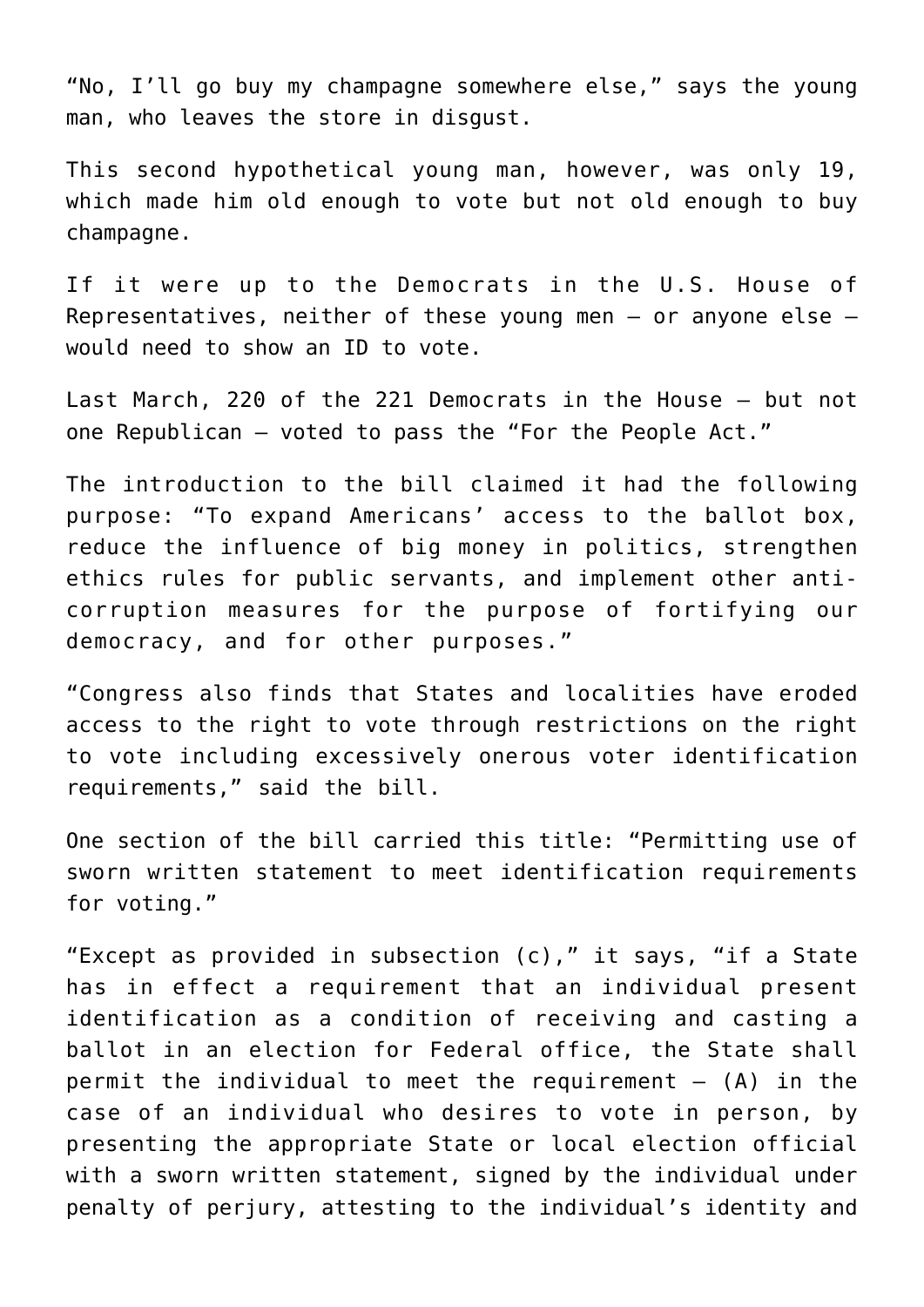"No, I'll go buy my champagne somewhere else," says the young man, who leaves the store in disgust.

This second hypothetical young man, however, was only 19, which made him old enough to vote but not old enough to buy champagne.

If it were up to the Democrats in the U.S. House of Representatives, neither of these young men — or anyone else — would need to show an ID to vote.

Last March, 220 of the 221 Democrats in the House — but not one Republican — voted to pass the "For the People Act."

The introduction to the bill claimed it had the following purpose: "To expand Americans' access to the ballot box, reduce the influence of big money in politics, strengthen ethics rules for public servants, and implement other anti-corruption measures for the purpose of fortifying our democracy, and for other purposes."

"Congress also finds that States and localities have eroded access to the right to vote through restrictions on the right to vote including excessively onerous voter identification requirements," said the bill.

One section of the bill carried this title: "Permitting use of sworn written statement to meet identification requirements for voting."

"Except as provided in subsection (c)," it says, "if a State has in effect a requirement that an individual present identification as a condition of receiving and casting a ballot in an election for Federal office, the State shall permit the individual to meet the requirement — (A) in the case of an individual who desires to vote in person, by presenting the appropriate State or local election official with a sworn written statement, signed by the individual under penalty of perjury, attesting to the individual's identity and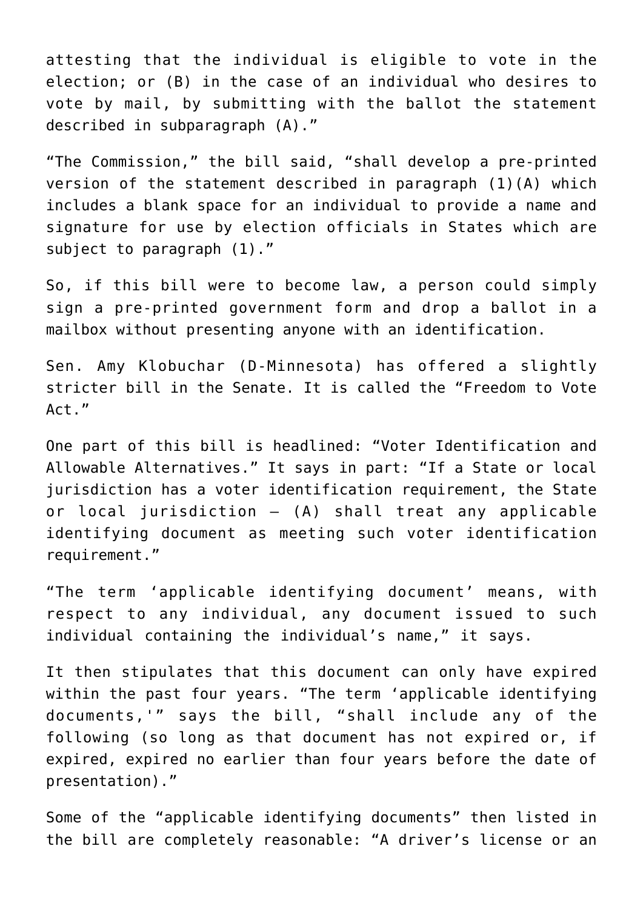attesting that the individual is eligible to vote in the election; or (B) in the case of an individual who desires to vote by mail, by submitting with the ballot the statement described in subparagraph (A)."

"The Commission," the bill said, "shall develop a pre-printed version of the statement described in paragraph (1)(A) which includes a blank space for an individual to provide a name and signature for use by election officials in States which are subject to paragraph (1)."

So, if this bill were to become law, a person could simply sign a pre-printed government form and drop a ballot in a mailbox without presenting anyone with an identification.

Sen. Amy Klobuchar (D-Minnesota) has offered a slightly stricter bill in the Senate. It is called the "Freedom to Vote Act."

One part of this bill is headlined: "Voter Identification and Allowable Alternatives." It says in part: "If a State or local jurisdiction has a voter identification requirement, the State or local jurisdiction — (A) shall treat any applicable identifying document as meeting such voter identification requirement."

"The term 'applicable identifying document' means, with respect to any individual, any document issued to such individual containing the individual's name," it says.

It then stipulates that this document can only have expired within the past four years. "The term 'applicable identifying documents,'" says the bill, "shall include any of the following (so long as that document has not expired or, if expired, expired no earlier than four years before the date of presentation)."

Some of the "applicable identifying documents" then listed in the bill are completely reasonable: "A driver's license or an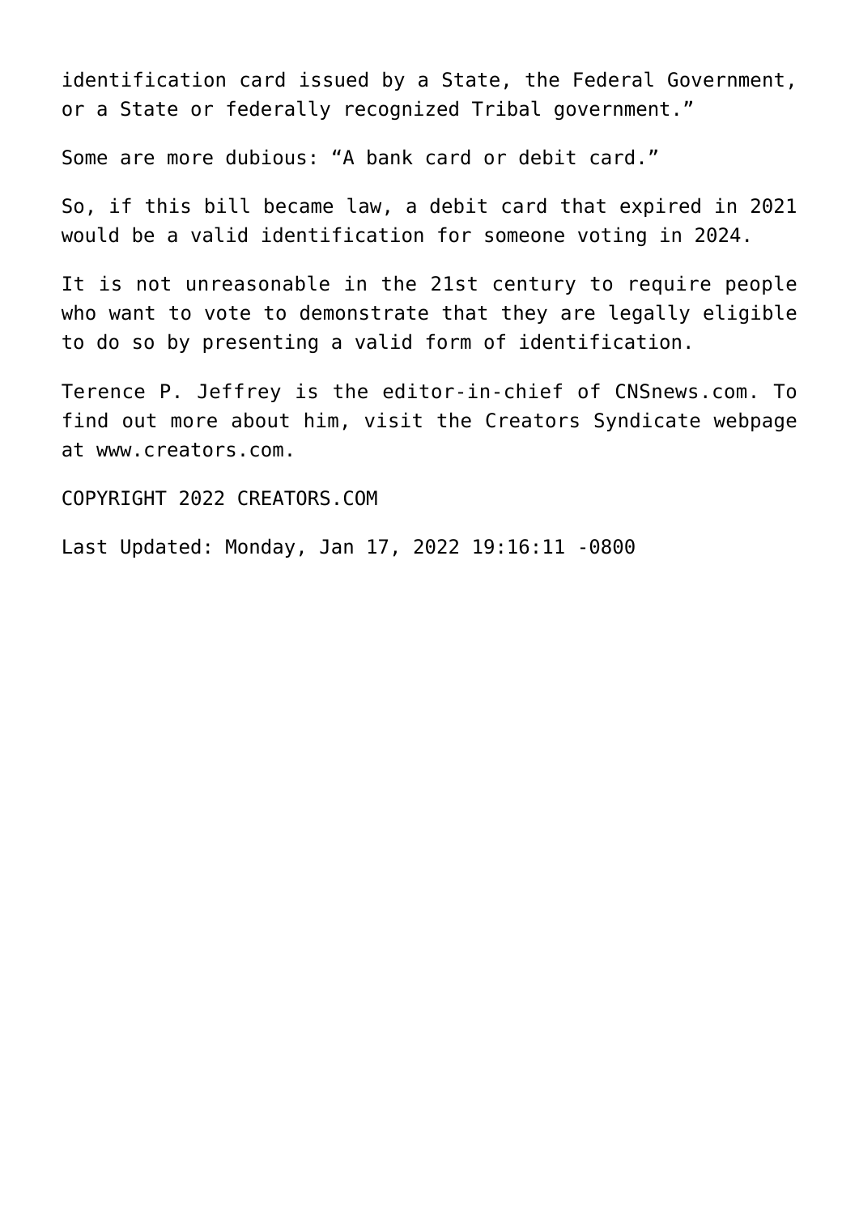identification card issued by a State, the Federal Government, or a State or federally recognized Tribal government."

Some are more dubious: "A bank card or debit card."

So, if this bill became law, a debit card that expired in 2021 would be a valid identification for someone voting in 2024.

It is not unreasonable in the 21st century to require people who want to vote to demonstrate that they are legally eligible to do so by presenting a valid form of identification.

Terence P. Jeffrey is the editor-in-chief of CNSnews.com. To find out more about him, visit the Creators Syndicate webpage at www.creators.com.

COPYRIGHT 2022 CREATORS.COM

Last Updated: Monday, Jan 17, 2022 19:16:11 -0800